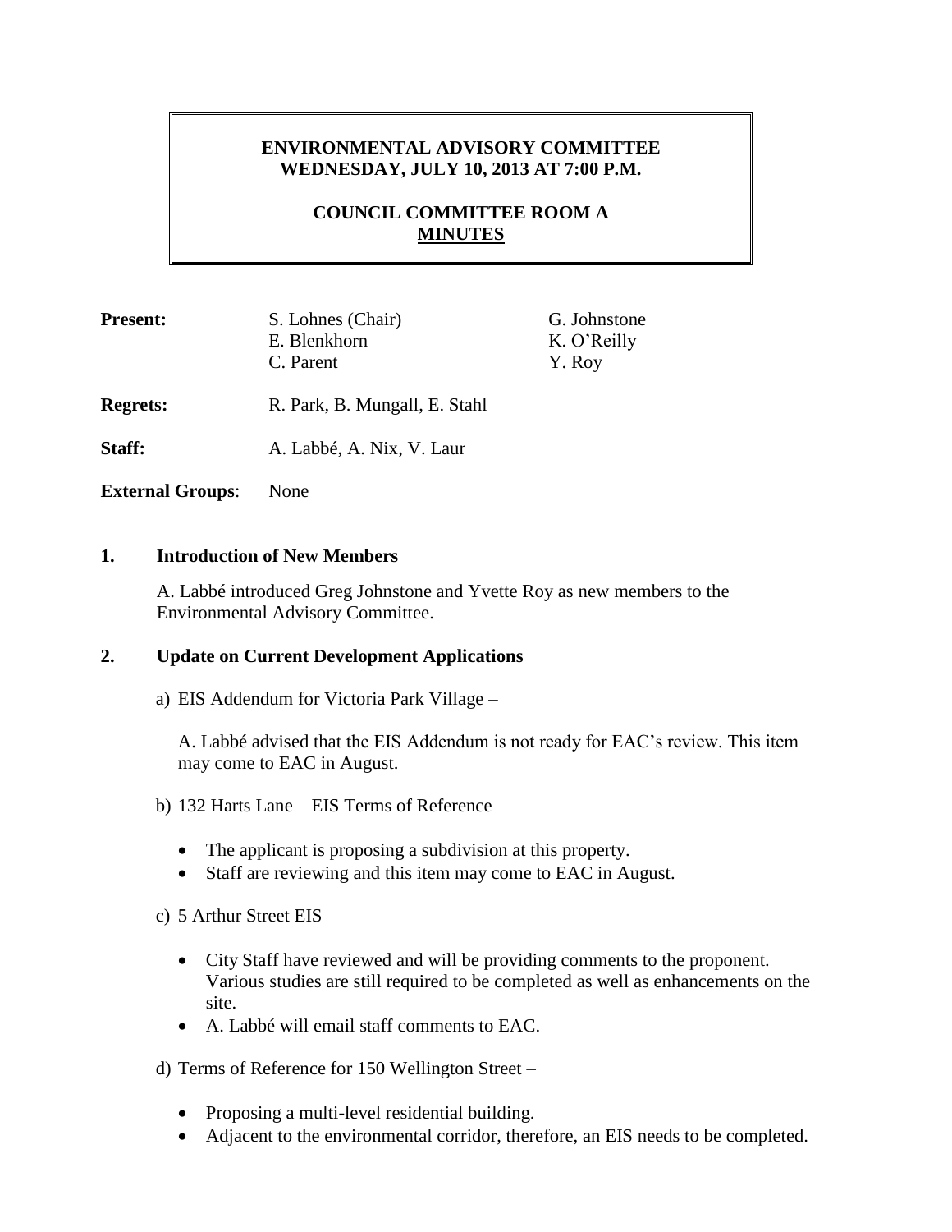# ENVIRONMENTAL ADVISORY COMMITTEE
## WEDNESDAY, JULY 10, 2013 AT 7:00 P.M.

## COUNCIL COMMITTEE ROOM A
## MINUTES

**Present:** S. Lohnes (Chair), E. Blenkhorn, C. Parent, G. Johnstone, K. O'Reilly, Y. Roy

**Regrets:** R. Park, B. Mungall, E. Stahl

**Staff:** A. Labbé, A. Nix, V. Laur

**External Groups**: None

### 1. Introduction of New Members

A. Labbé introduced Greg Johnstone and Yvette Roy as new members to the Environmental Advisory Committee.

### 2. Update on Current Development Applications

a) EIS Addendum for Victoria Park Village –

A. Labbé advised that the EIS Addendum is not ready for EAC's review. This item may come to EAC in August.

b) 132 Harts Lane – EIS Terms of Reference –

- The applicant is proposing a subdivision at this property.
- Staff are reviewing and this item may come to EAC in August.

c) 5 Arthur Street EIS –

- City Staff have reviewed and will be providing comments to the proponent. Various studies are still required to be completed as well as enhancements on the site.
- A. Labbé will email staff comments to EAC.

d) Terms of Reference for 150 Wellington Street –

- Proposing a multi-level residential building.
- Adjacent to the environmental corridor, therefore, an EIS needs to be completed.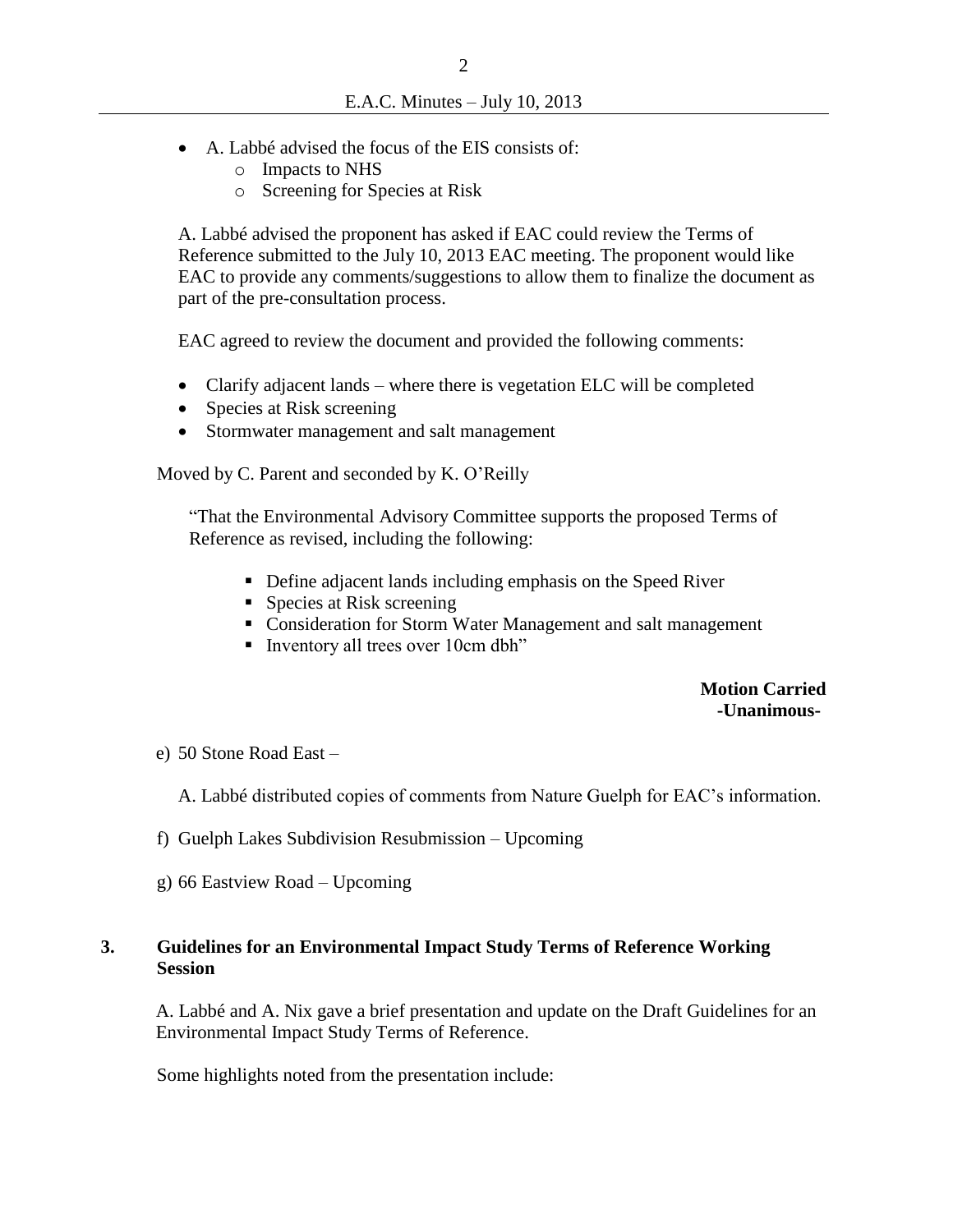- A. Labbé advised the focus of the EIS consists of:
  - Impacts to NHS
  - Screening for Species at Risk

A. Labbé advised the proponent has asked if EAC could review the Terms of Reference submitted to the July 10, 2013 EAC meeting. The proponent would like EAC to provide any comments/suggestions to allow them to finalize the document as part of the pre-consultation process.

EAC agreed to review the document and provided the following comments:

- Clarify adjacent lands – where there is vegetation ELC will be completed
- Species at Risk screening
- Stormwater management and salt management

Moved by C. Parent and seconded by K. O'Reilly

"That the Environmental Advisory Committee supports the proposed Terms of Reference as revised, including the following:

- Define adjacent lands including emphasis on the Speed River
- Species at Risk screening
- Consideration for Storm Water Management and salt management
- Inventory all trees over 10cm dbh"

**Motion Carried**
**-Unanimous-**

e) 50 Stone Road East –

A. Labbé distributed copies of comments from Nature Guelph for EAC's information.

f) Guelph Lakes Subdivision Resubmission – Upcoming

g) 66 Eastview Road – Upcoming

## 3. Guidelines for an Environmental Impact Study Terms of Reference Working Session

A. Labbé and A. Nix gave a brief presentation and update on the Draft Guidelines for an Environmental Impact Study Terms of Reference.

Some highlights noted from the presentation include: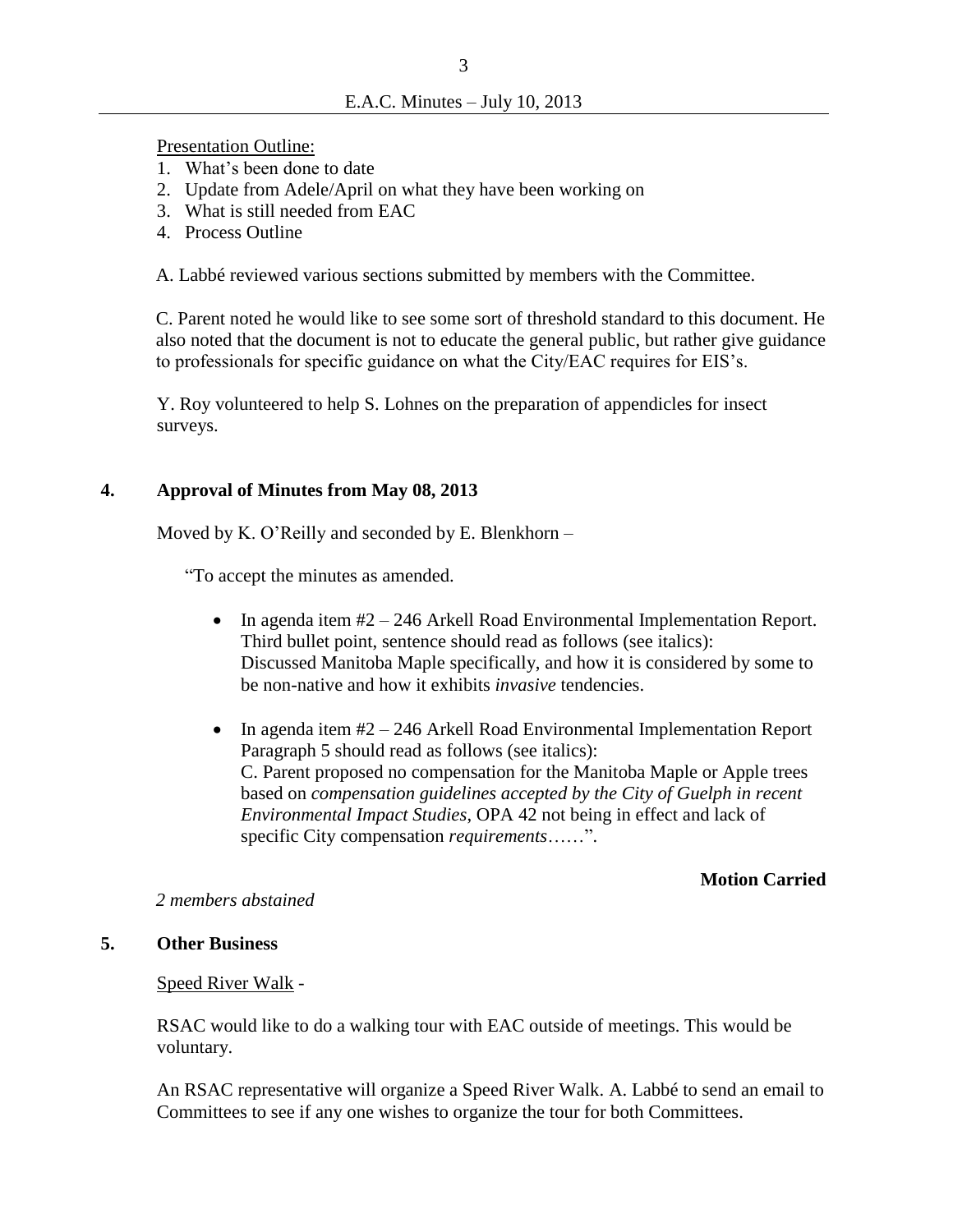Presentation Outline:

1. What's been done to date
2. Update from Adele/April on what they have been working on
3. What is still needed from EAC
4. Process Outline

A. Labbé reviewed various sections submitted by members with the Committee.

C. Parent noted he would like to see some sort of threshold standard to this document. He also noted that the document is not to educate the general public, but rather give guidance to professionals for specific guidance on what the City/EAC requires for EIS's.

Y. Roy volunteered to help S. Lohnes on the preparation of appendicles for insect surveys.

## 4. Approval of Minutes from May 08, 2013

Moved by K. O'Reilly and seconded by E. Blenkhorn –

"To accept the minutes as amended.

- In agenda item #2 – 246 Arkell Road Environmental Implementation Report. Third bullet point, sentence should read as follows (see italics): Discussed Manitoba Maple specifically, and how it is considered by some to be non-native and how it exhibits *invasive* tendencies.
- In agenda item #2 – 246 Arkell Road Environmental Implementation Report Paragraph 5 should read as follows (see italics): C. Parent proposed no compensation for the Manitoba Maple or Apple trees based on *compensation guidelines accepted by the City of Guelph in recent Environmental Impact Studies*, OPA 42 not being in effect and lack of specific City compensation *requirements*……".

**Motion Carried**

*2 members abstained*

## 5. Other Business

Speed River Walk -

RSAC would like to do a walking tour with EAC outside of meetings. This would be voluntary.

An RSAC representative will organize a Speed River Walk. A. Labbé to send an email to Committees to see if any one wishes to organize the tour for both Committees.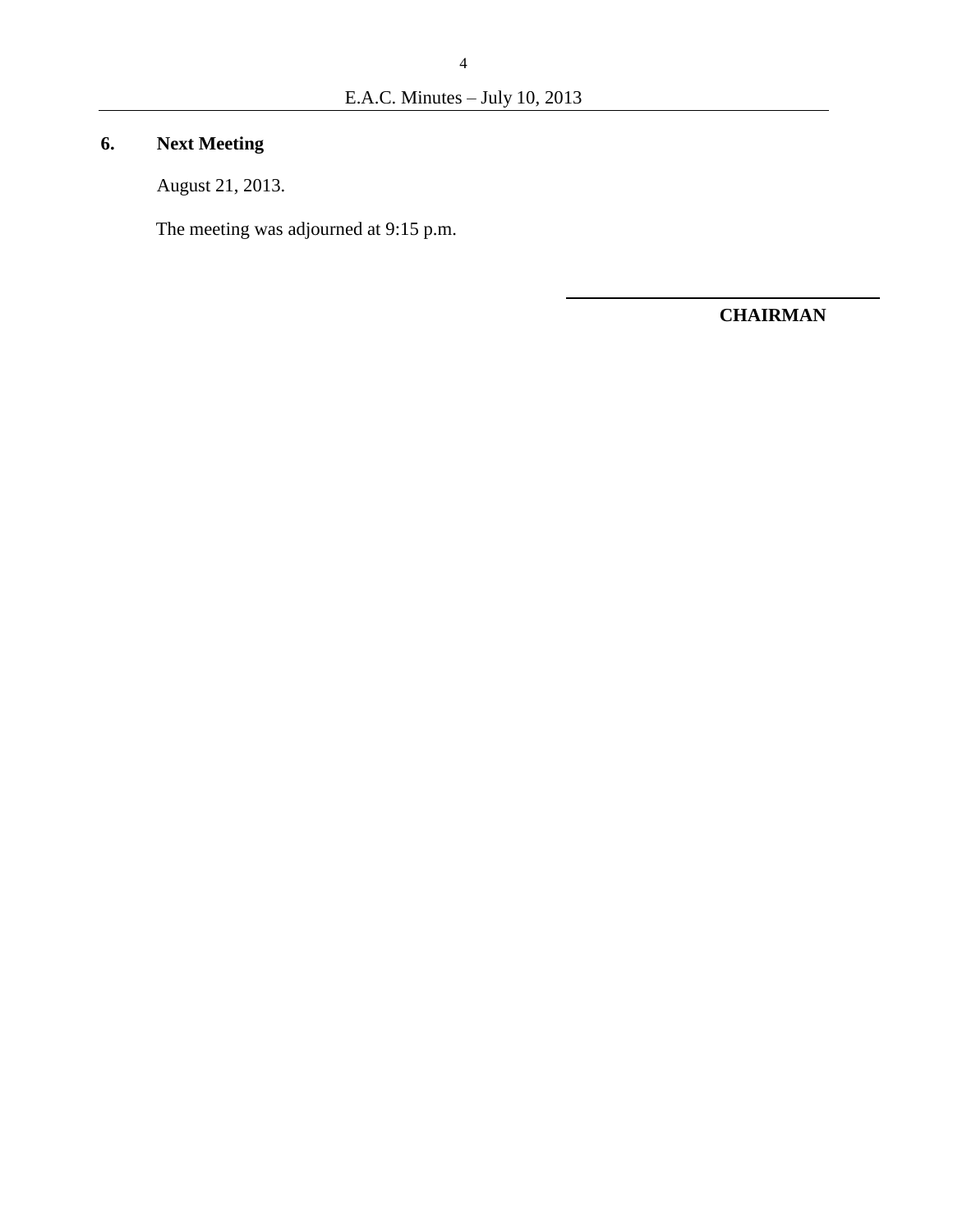## 6. Next Meeting

August 21, 2013.

The meeting was adjourned at 9:15 p.m.

\_\_\_\_\_\_\_\_\_\_\_\_\_\_\_\_\_\_\_\_\_\_\_\_\_\_\_\_\_\_

**CHAIRMAN**